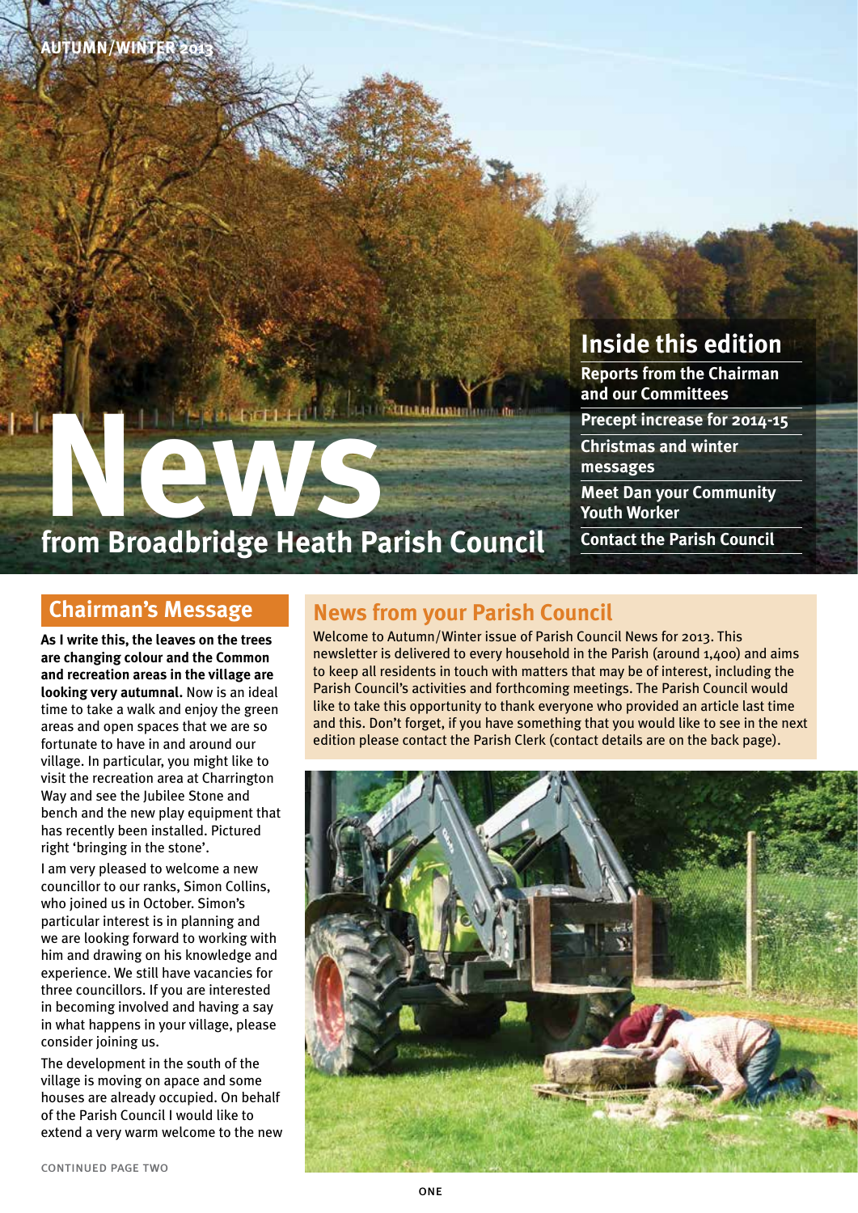AUTUMN/WINTER 2013

# News from Broadbridge Heath Parish Council

## Inside this edition

- Reports from the Chairman and our Committees
- Precept increase for 2014-15
- Christmas and winter messages
- Meet Dan your Community Youth Worker
- Contact the Parish Council

## Chairman's Message

**As I write this, the leaves on the trees are changing colour and the Common and recreation areas in the village are looking very autumnal.** Now is an ideal time to take a walk and enjoy the green areas and open spaces that we are so fortunate to have in and around our village. In particular, you might like to visit the recreation area at Charrington Way and see the Jubilee Stone and bench and the new play equipment that has recently been installed. Pictured right 'bringing in the stone'.

I am very pleased to welcome a new councillor to our ranks, Simon Collins, who joined us in October. Simon's particular interest is in planning and we are looking forward to working with him and drawing on his knowledge and experience. We still have vacancies for three councillors. If you are interested in becoming involved and having a say in what happens in your village, please consider joining us.

The development in the south of the village is moving on apace and some houses are already occupied. On behalf of the Parish Council I would like to extend a very warm welcome to the new

CONTINUED PAGE TWO

## News from your Parish Council

Welcome to Autumn/Winter issue of Parish Council News for 2013. This newsletter is delivered to every household in the Parish (around 1,400) and aims to keep all residents in touch with matters that may be of interest, including the Parish Council's activities and forthcoming meetings. The Parish Council would like to take this opportunity to thank everyone who provided an article last time and this. Don't forget, if you have something that you would like to see in the next edition please contact the Parish Clerk (contact details are on the back page).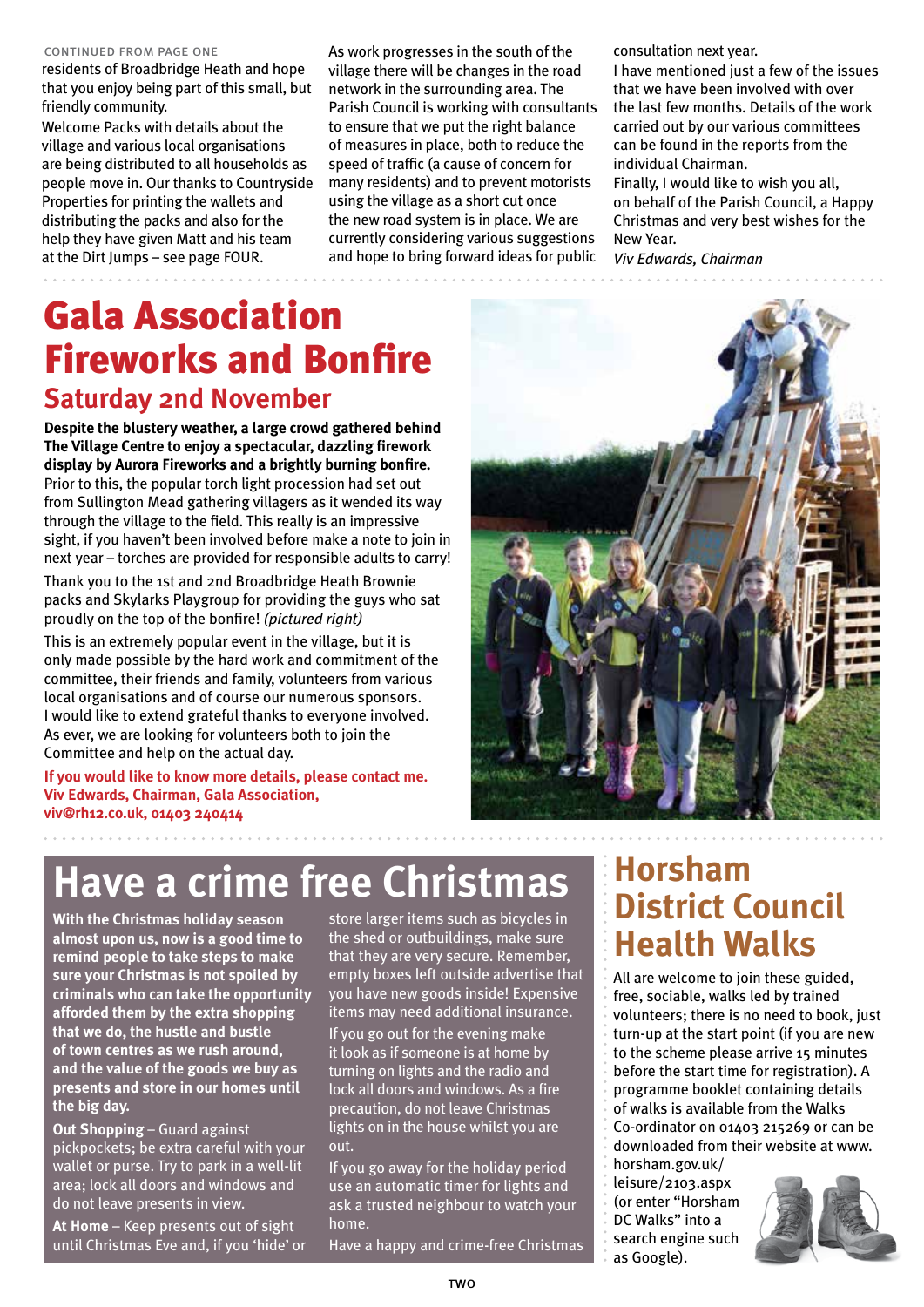CONTINUED FROM PAGE ONE

residents of Broadbridge Heath and hope that you enjoy being part of this small, but friendly community.

Welcome Packs with details about the village and various local organisations are being distributed to all households as people move in. Our thanks to Countryside Properties for printing the wallets and distributing the packs and also for the help they have given Matt and his team at the Dirt Jumps – see page FOUR.

As work progresses in the south of the village there will be changes in the road network in the surrounding area. The Parish Council is working with consultants to ensure that we put the right balance of measures in place, both to reduce the speed of traffic (a cause of concern for many residents) and to prevent motorists using the village as a short cut once the new road system is in place. We are currently considering various suggestions and hope to bring forward ideas for public consultation next year.

I have mentioned just a few of the issues that we have been involved with over the last few months. Details of the work carried out by our various committees can be found in the reports from the individual Chairman.

Finally, I would like to wish you all, on behalf of the Parish Council, a Happy Christmas and very best wishes for the New Year.

*Viv Edwards, Chairman*

# Gala Association Fireworks and Bonfire

## Saturday 2nd November

**Despite the blustery weather, a large crowd gathered behind The Village Centre to enjoy a spectacular, dazzling firework display by Aurora Fireworks and a brightly burning bonfire.** Prior to this, the popular torch light procession had set out from Sullington Mead gathering villagers as it wended its way through the village to the field. This really is an impressive sight, if you haven't been involved before make a note to join in next year – torches are provided for responsible adults to carry!

Thank you to the 1st and 2nd Broadbridge Heath Brownie packs and Skylarks Playgroup for providing the guys who sat proudly on the top of the bonfire! *(pictured right)*

This is an extremely popular event in the village, but it is only made possible by the hard work and commitment of the committee, their friends and family, volunteers from various local organisations and of course our numerous sponsors. I would like to extend grateful thanks to everyone involved. As ever, we are looking for volunteers both to join the Committee and help on the actual day.

**If you would like to know more details, please contact me.**
**Viv Edwards, Chairman, Gala Association,**
**viv@rh12.co.uk, 01403 240414**

# Have a crime free Christmas

**With the Christmas holiday season almost upon us, now is a good time to remind people to take steps to make sure your Christmas is not spoiled by criminals who can take the opportunity afforded them by the extra shopping that we do, the hustle and bustle of town centres as we rush around, and the value of the goods we buy as presents and store in our homes until the big day.**

**Out Shopping** – Guard against pickpockets; be extra careful with your wallet or purse. Try to park in a well-lit area; lock all doors and windows and do not leave presents in view.

**At Home** – Keep presents out of sight until Christmas Eve and, if you 'hide' or store larger items such as bicycles in the shed or outbuildings, make sure that they are very secure. Remember, empty boxes left outside advertise that you have new goods inside! Expensive items may need additional insurance.

If you go out for the evening make it look as if someone is at home by turning on lights and the radio and lock all doors and windows. As a fire precaution, do not leave Christmas lights on in the house whilst you are out.

If you go away for the holiday period use an automatic timer for lights and ask a trusted neighbour to watch your home.

Have a happy and crime-free Christmas

# Horsham District Council Health Walks

All are welcome to join these guided, free, sociable, walks led by trained volunteers; there is no need to book, just turn-up at the start point (if you are new to the scheme please arrive 15 minutes before the start time for registration). A programme booklet containing details of walks is available from the Walks Co-ordinator on 01403 215269 or can be downloaded from their website at www.horsham.gov.uk/leisure/2103.aspx (or enter "Horsham DC Walks" into a search engine such as Google).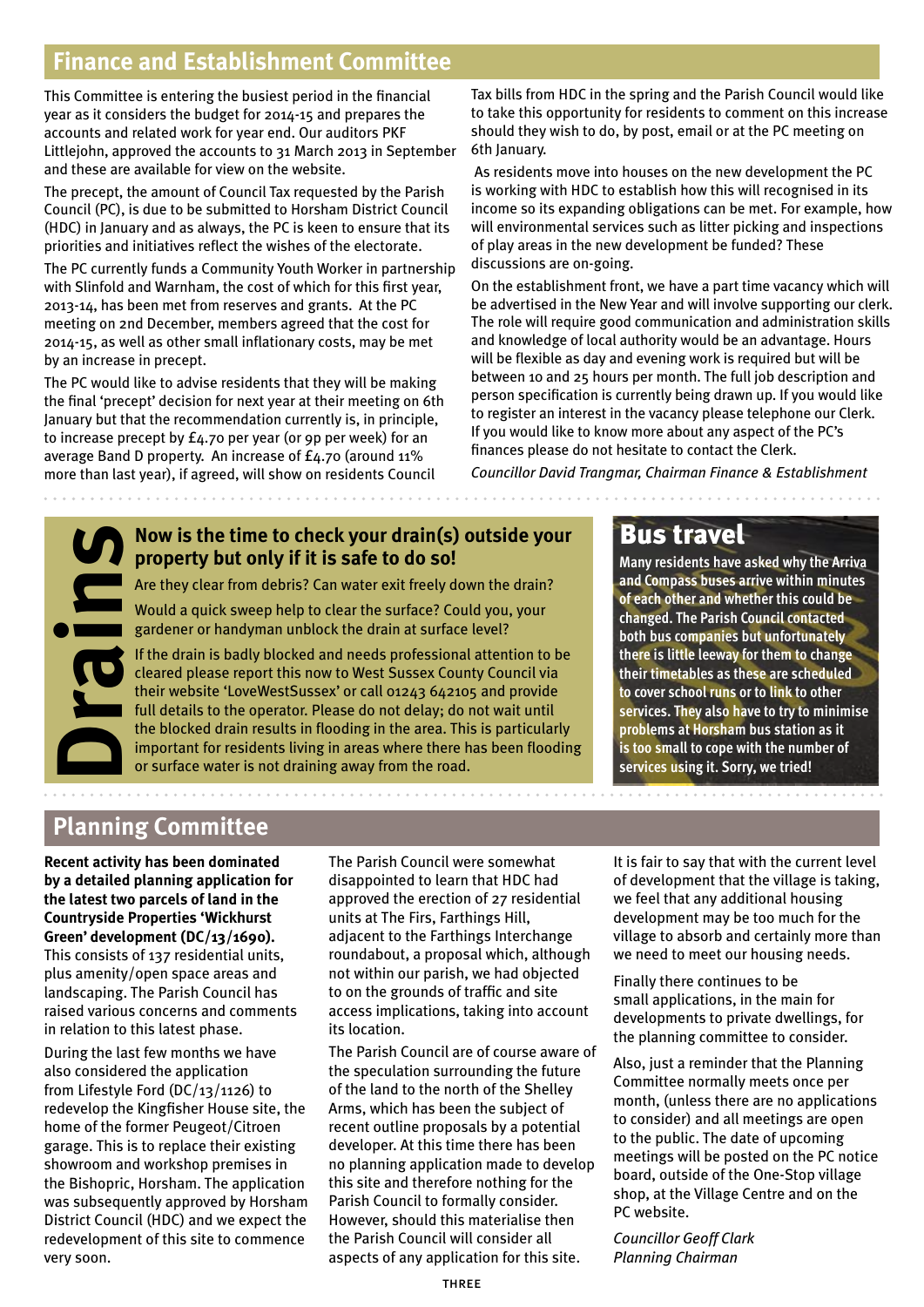## Finance and Establishment Committee

This Committee is entering the busiest period in the financial year as it considers the budget for 2014-15 and prepares the accounts and related work for year end. Our auditors PKF Littlejohn, approved the accounts to 31 March 2013 in September and these are available for view on the website.

The precept, the amount of Council Tax requested by the Parish Council (PC), is due to be submitted to Horsham District Council (HDC) in January and as always, the PC is keen to ensure that its priorities and initiatives reflect the wishes of the electorate.

The PC currently funds a Community Youth Worker in partnership with Slinfold and Warnham, the cost of which for this first year, 2013-14, has been met from reserves and grants. At the PC meeting on 2nd December, members agreed that the cost for 2014-15, as well as other small inflationary costs, may be met by an increase in precept.

The PC would like to advise residents that they will be making the final 'precept' decision for next year at their meeting on 6th January but that the recommendation currently is, in principle, to increase precept by £4.70 per year (or 9p per week) for an average Band D property. An increase of £4.70 (around 11% more than last year), if agreed, will show on residents Council Tax bills from HDC in the spring and the Parish Council would like to take this opportunity for residents to comment on this increase should they wish to do, by post, email or at the PC meeting on 6th January.

As residents move into houses on the new development the PC is working with HDC to establish how this will recognised in its income so its expanding obligations can be met. For example, how will environmental services such as litter picking and inspections of play areas in the new development be funded? These discussions are on-going.

On the establishment front, we have a part time vacancy which will be advertised in the New Year and will involve supporting our clerk. The role will require good communication and administration skills and knowledge of local authority would be an advantage. Hours will be flexible as day and evening work is required but will be between 10 and 25 hours per month. The full job description and person specification is currently being drawn up. If you would like to register an interest in the vacancy please telephone our Clerk. If you would like to know more about any aspect of the PC's finances please do not hesitate to contact the Clerk.

*Councillor David Trangmar, Chairman Finance & Establishment*

## Drains

### Now is the time to check your drain(s) outside your property but only if it is safe to do so!

Are they clear from debris? Can water exit freely down the drain?

Would a quick sweep help to clear the surface? Could you, your gardener or handyman unblock the drain at surface level?

If the drain is badly blocked and needs professional attention to be cleared please report this now to West Sussex County Council via their website 'LoveWestSussex' or call 01243 642105 and provide full details to the operator. Please do not delay; do not wait until the blocked drain results in flooding in the area. This is particularly important for residents living in areas where there has been flooding or surface water is not draining away from the road.

## Bus travel

**Many residents have asked why the Arriva and Compass buses arrive within minutes of each other and whether this could be changed. The Parish Council contacted both bus companies but unfortunately there is little leeway for them to change their timetables as these are scheduled to cover school runs or to link to other services. They also have to try to minimise problems at Horsham bus station as it is too small to cope with the number of services using it. Sorry, we tried!**

## Planning Committee

**Recent activity has been dominated by a detailed planning application for the latest two parcels of land in the Countryside Properties 'Wickhurst Green' development (DC/13/1690).** This consists of 137 residential units, plus amenity/open space areas and landscaping. The Parish Council has raised various concerns and comments in relation to this latest phase.

During the last few months we have also considered the application from Lifestyle Ford (DC/13/1126) to redevelop the Kingfisher House site, the home of the former Peugeot/Citroen garage. This is to replace their existing showroom and workshop premises in the Bishopric, Horsham. The application was subsequently approved by Horsham District Council (HDC) and we expect the redevelopment of this site to commence very soon.

The Parish Council were somewhat disappointed to learn that HDC had approved the erection of 27 residential units at The Firs, Farthings Hill, adjacent to the Farthings Interchange roundabout, a proposal which, although not within our parish, we had objected to on the grounds of traffic and site access implications, taking into account its location.

The Parish Council are of course aware of the speculation surrounding the future of the land to the north of the Shelley Arms, which has been the subject of recent outline proposals by a potential developer. At this time there has been no planning application made to develop this site and therefore nothing for the Parish Council to formally consider. However, should this materialise then the Parish Council will consider all aspects of any application for this site.

It is fair to say that with the current level of development that the village is taking, we feel that any additional housing development may be too much for the village to absorb and certainly more than we need to meet our housing needs.

Finally there continues to be small applications, in the main for developments to private dwellings, for the planning committee to consider.

Also, just a reminder that the Planning Committee normally meets once per month, (unless there are no applications to consider) and all meetings are open to the public. The date of upcoming meetings will be posted on the PC notice board, outside of the One-Stop village shop, at the Village Centre and on the PC website.

*Councillor Geoff Clark*
*Planning Chairman*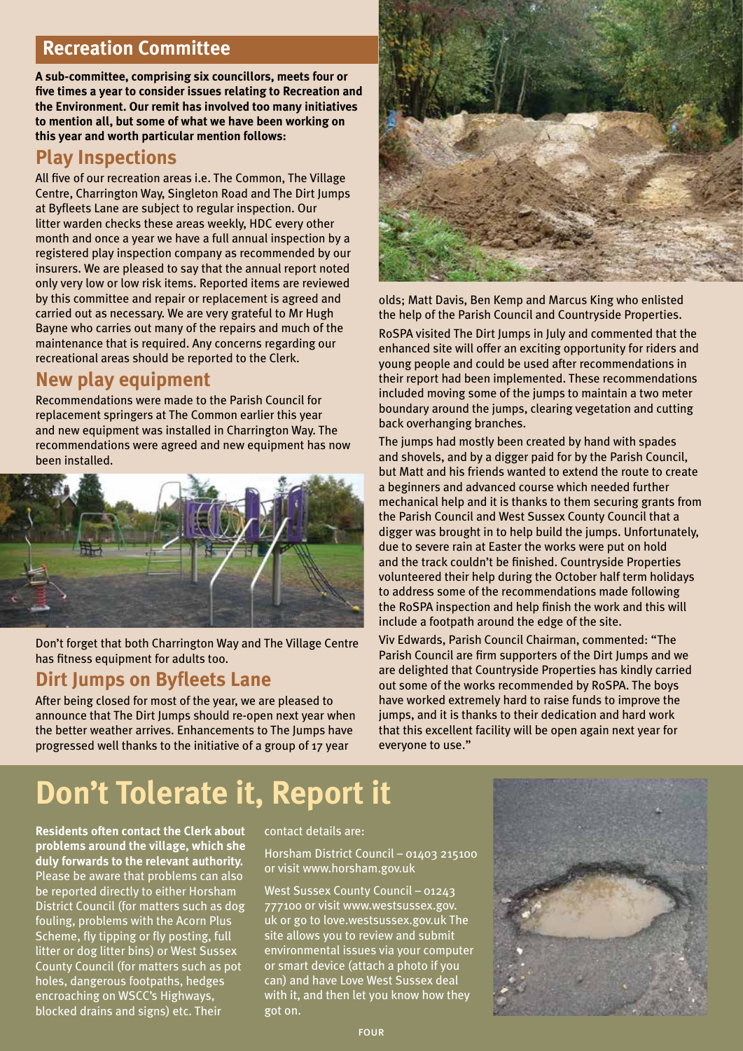## Recreation Committee

**A sub-committee, comprising six councillors, meets four or five times a year to consider issues relating to Recreation and the Environment. Our remit has involved too many initiatives to mention all, but some of what we have been working on this year and worth particular mention follows:**

### Play Inspections

All five of our recreation areas i.e. The Common, The Village Centre, Charrington Way, Singleton Road and The Dirt Jumps at Byfleets Lane are subject to regular inspection. Our litter warden checks these areas weekly, HDC every other month and once a year we have a full annual inspection by a registered play inspection company as recommended by our insurers. We are pleased to say that the annual report noted only very low or low risk items. Reported items are reviewed by this committee and repair or replacement is agreed and carried out as necessary. We are very grateful to Mr Hugh Bayne who carries out many of the repairs and much of the maintenance that is required. Any concerns regarding our recreational areas should be reported to the Clerk.

### New play equipment

Recommendations were made to the Parish Council for replacement springers at The Common earlier this year and new equipment was installed in Charrington Way. The recommendations were agreed and new equipment has now been installed.

Don't forget that both Charrington Way and The Village Centre has fitness equipment for adults too.

### Dirt Jumps on Byfleets Lane

After being closed for most of the year, we are pleased to announce that The Dirt Jumps should re-open next year when the better weather arrives. Enhancements to The Jumps have progressed well thanks to the initiative of a group of 17 year olds; Matt Davis, Ben Kemp and Marcus King who enlisted the help of the Parish Council and Countryside Properties.

RoSPA visited The Dirt Jumps in July and commented that the enhanced site will offer an exciting opportunity for riders and young people and could be used after recommendations in their report had been implemented. These recommendations included moving some of the jumps to maintain a two meter boundary around the jumps, clearing vegetation and cutting back overhanging branches.

The jumps had mostly been created by hand with spades and shovels, and by a digger paid for by the Parish Council, but Matt and his friends wanted to extend the route to create a beginners and advanced course which needed further mechanical help and it is thanks to them securing grants from the Parish Council and West Sussex County Council that a digger was brought in to help build the jumps. Unfortunately, due to severe rain at Easter the works were put on hold and the track couldn't be finished. Countryside Properties volunteered their help during the October half term holidays to address some of the recommendations made following the RoSPA inspection and help finish the work and this will include a footpath around the edge of the site.

Viv Edwards, Parish Council Chairman, commented: "The Parish Council are firm supporters of the Dirt Jumps and we are delighted that Countryside Properties has kindly carried out some of the works recommended by RoSPA. The boys have worked extremely hard to raise funds to improve the jumps, and it is thanks to their dedication and hard work that this excellent facility will be open again next year for everyone to use."

## Don't Tolerate it, Report it

**Residents often contact the Clerk about problems around the village, which she duly forwards to the relevant authority.** Please be aware that problems can also be reported directly to either Horsham District Council (for matters such as dog fouling, problems with the Acorn Plus Scheme, fly tipping or fly posting, full litter or dog litter bins) or West Sussex County Council (for matters such as pot holes, dangerous footpaths, hedges encroaching on WSCC's Highways, blocked drains and signs) etc. Their contact details are:

Horsham District Council – 01403 215100 or visit www.horsham.gov.uk

West Sussex County Council – 01243 777100 or visit www.westsussex.gov.uk or go to love.westsussex.gov.uk The site allows you to review and submit environmental issues via your computer or smart device (attach a photo if you can) and have Love West Sussex deal with it, and then let you know how they got on.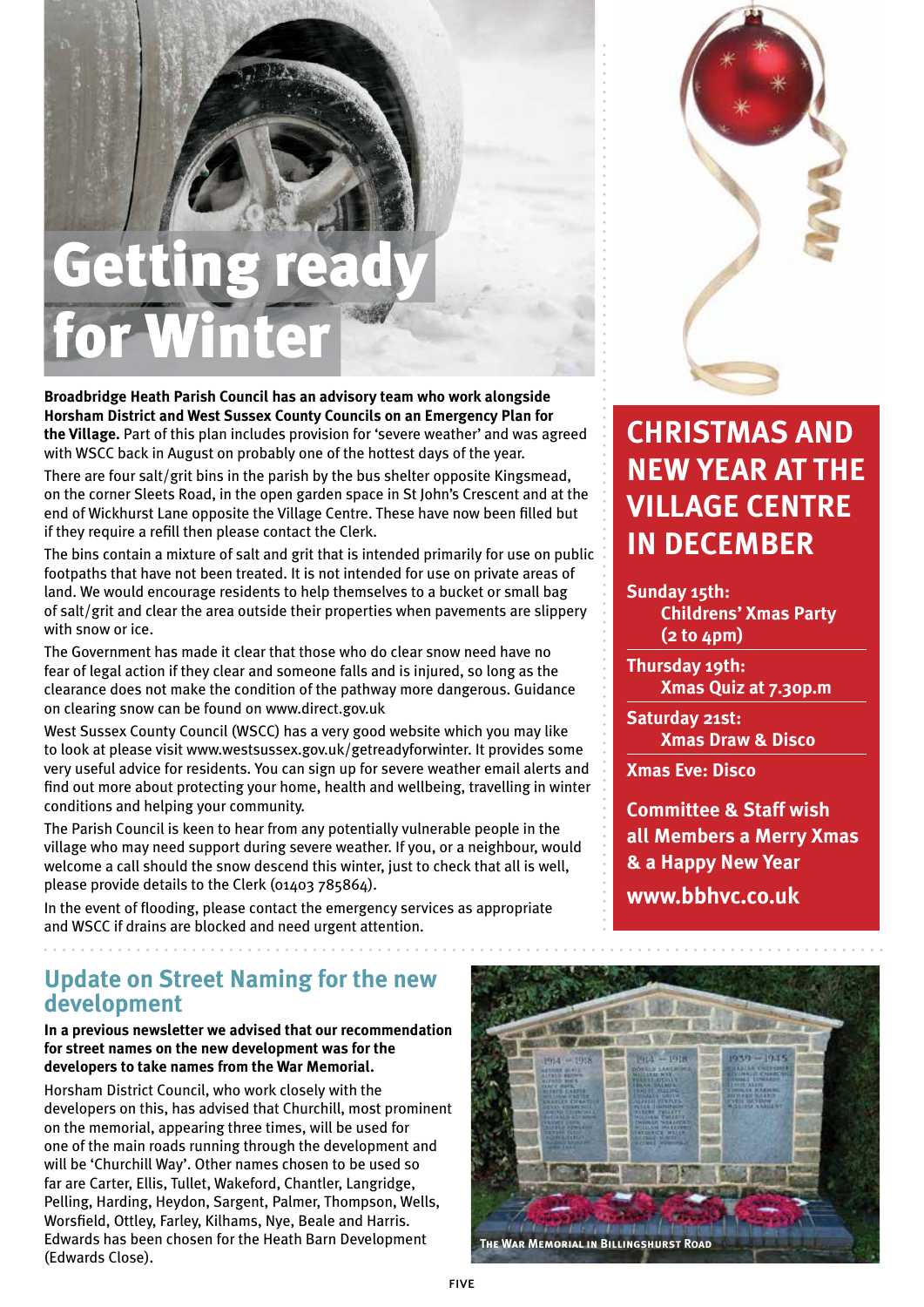# Getting ready for Winter

**Broadbridge Heath Parish Council has an advisory team who work alongside Horsham District and West Sussex County Councils on an Emergency Plan for the Village.** Part of this plan includes provision for 'severe weather' and was agreed with WSCC back in August on probably one of the hottest days of the year.

There are four salt/grit bins in the parish by the bus shelter opposite Kingsmead, on the corner Sleets Road, in the open garden space in St John's Crescent and at the end of Wickhurst Lane opposite the Village Centre. These have now been filled but if they require a refill then please contact the Clerk.

The bins contain a mixture of salt and grit that is intended primarily for use on public footpaths that have not been treated. It is not intended for use on private areas of land. We would encourage residents to help themselves to a bucket or small bag of salt/grit and clear the area outside their properties when pavements are slippery with snow or ice.

The Government has made it clear that those who do clear snow need have no fear of legal action if they clear and someone falls and is injured, so long as the clearance does not make the condition of the pathway more dangerous. Guidance on clearing snow can be found on www.direct.gov.uk

West Sussex County Council (WSCC) has a very good website which you may like to look at please visit www.westsussex.gov.uk/getreadyforwinter. It provides some very useful advice for residents. You can sign up for severe weather email alerts and find out more about protecting your home, health and wellbeing, travelling in winter conditions and helping your community.

The Parish Council is keen to hear from any potentially vulnerable people in the village who may need support during severe weather. If you, or a neighbour, would welcome a call should the snow descend this winter, just to check that all is well, please provide details to the Clerk (01403 785864).

In the event of flooding, please contact the emergency services as appropriate and WSCC if drains are blocked and need urgent attention.

## CHRISTMAS AND NEW YEAR AT THE VILLAGE CENTRE IN DECEMBER

**Sunday 15th:**
**Childrens' Xmas Party (2 to 4pm)**

**Thursday 19th:**
**Xmas Quiz at 7.30p.m**

**Saturday 21st:**
**Xmas Draw & Disco**

**Xmas Eve: Disco**

**Committee & Staff wish all Members a Merry Xmas & a Happy New Year**

**www.bbhvc.co.uk**

## Update on Street Naming for the new development

**In a previous newsletter we advised that our recommendation for street names on the new development was for the developers to take names from the War Memorial.**

Horsham District Council, who work closely with the developers on this, has advised that Churchill, most prominent on the memorial, appearing three times, will be used for one of the main roads running through the development and will be 'Churchill Way'. Other names chosen to be used so far are Carter, Ellis, Tullet, Wakeford, Chantler, Langridge, Pelling, Harding, Heydon, Sargent, Palmer, Thompson, Wells, Worsfield, Ottley, Farley, Kilhams, Nye, Beale and Harris. Edwards has been chosen for the Heath Barn Development (Edwards Close).

The War Memorial in Billingshurst Road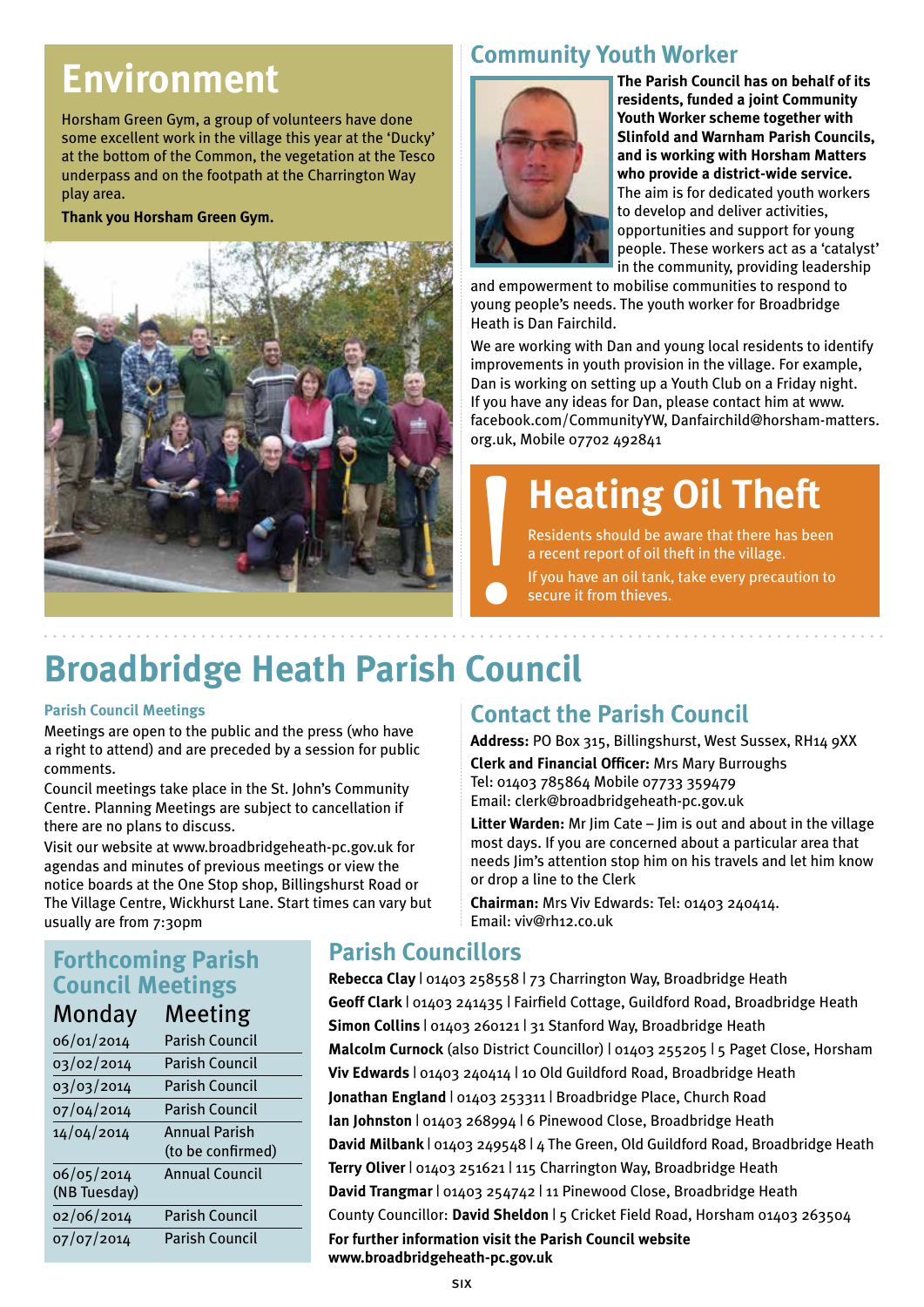# Environment

Horsham Green Gym, a group of volunteers have done some excellent work in the village this year at the 'Ducky' at the bottom of the Common, the vegetation at the Tesco underpass and on the footpath at the Charrington Way play area.

**Thank you Horsham Green Gym.**

## Community Youth Worker

**The Parish Council has on behalf of its residents, funded a joint Community Youth Worker scheme together with Slinfold and Warnham Parish Councils, and is working with Horsham Matters who provide a district-wide service.** The aim is for dedicated youth workers to develop and deliver activities, opportunities and support for young people. These workers act as a 'catalyst' in the community, providing leadership and empowerment to mobilise communities to respond to young people's needs. The youth worker for Broadbridge Heath is Dan Fairchild.

We are working with Dan and young local residents to identify improvements in youth provision in the village. For example, Dan is working on setting up a Youth Club on a Friday night. If you have any ideas for Dan, please contact him at www.facebook.com/CommunityYW, Danfairchild@horsham-matters.org.uk, Mobile 07702 492841

## Heating Oil Theft

Residents should be aware that there has been a recent report of oil theft in the village.

If you have an oil tank, take every precaution to secure it from thieves.

# Broadbridge Heath Parish Council

### Parish Council Meetings

Meetings are open to the public and the press (who have a right to attend) and are preceded by a session for public comments.

Council meetings take place in the St. John's Community Centre. Planning Meetings are subject to cancellation if there are no plans to discuss.

Visit our website at www.broadbridgeheath-pc.gov.uk for agendas and minutes of previous meetings or view the notice boards at the One Stop shop, Billingshurst Road or The Village Centre, Wickhurst Lane. Start times can vary but usually are from 7:30pm

## Contact the Parish Council

**Address:** PO Box 315, Billingshurst, West Sussex, RH14 9XX

**Clerk and Financial Officer:** Mrs Mary Burroughs
Tel: 01403 785864 Mobile 07733 359479
Email: clerk@broadbridgeheath-pc.gov.uk

**Litter Warden:** Mr Jim Cate – Jim is out and about in the village most days. If you are concerned about a particular area that needs Jim's attention stop him on his travels and let him know or drop a line to the Clerk

**Chairman:** Mrs Viv Edwards: Tel: 01403 240414.
Email: viv@rh12.co.uk

## Forthcoming Parish Council Meetings

| Monday | Meeting |
|---|---|
| 06/01/2014 | Parish Council |
| 03/02/2014 | Parish Council |
| 03/03/2014 | Parish Council |
| 07/04/2014 | Parish Council |
| 14/04/2014 | Annual Parish (to be confirmed) |
| 06/05/2014 (NB Tuesday) | Annual Council |
| 02/06/2014 | Parish Council |
| 07/07/2014 | Parish Council |

## Parish Councillors

**Rebecca Clay** | 01403 258558 | 73 Charrington Way, Broadbridge Heath
**Geoff Clark** | 01403 241435 | Fairfield Cottage, Guildford Road, Broadbridge Heath
**Simon Collins** | 01403 260121 | 31 Stanford Way, Broadbridge Heath
**Malcolm Curnock** (also District Councillor) | 01403 255205 | 5 Paget Close, Horsham
**Viv Edwards** | 01403 240414 | 10 Old Guildford Road, Broadbridge Heath
**Jonathan England** | 01403 253311 | Broadbridge Place, Church Road
**Ian Johnston** | 01403 268994 | 6 Pinewood Close, Broadbridge Heath
**David Milbank** | 01403 249548 | 4 The Green, Old Guildford Road, Broadbridge Heath
**Terry Oliver** | 01403 251621 | 115 Charrington Way, Broadbridge Heath
**David Trangmar** | 01403 254742 | 11 Pinewood Close, Broadbridge Heath
County Councillor: **David Sheldon** | 5 Cricket Field Road, Horsham 01403 263504

**For further information visit the Parish Council website www.broadbridgeheath-pc.gov.uk**